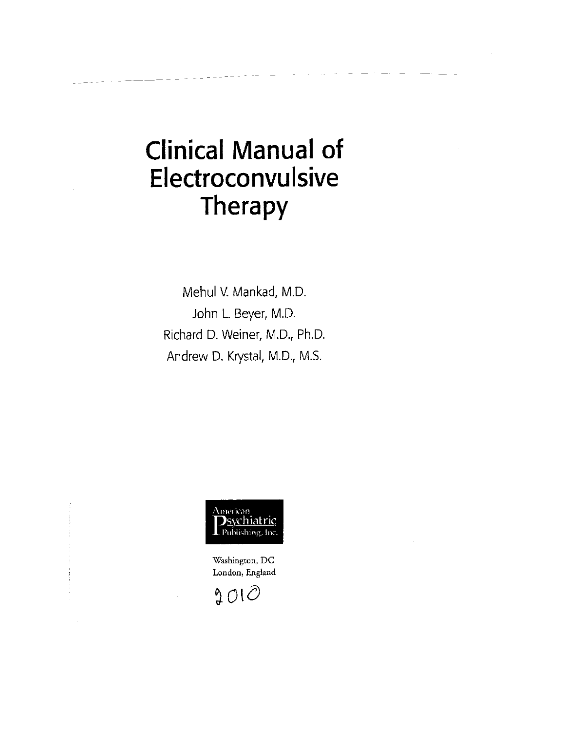# Clinical Manual of Electroconvulsive Therapy

Mehul V. Mankad, M.D.

John L. Beyer, M.D.

Richard D. Weiner, M.D., Ph.D.

Andrew D. Krystal, M.D., M.S.

American Psychiatric Publishing, Inc.

Washington, DC

London, England

2010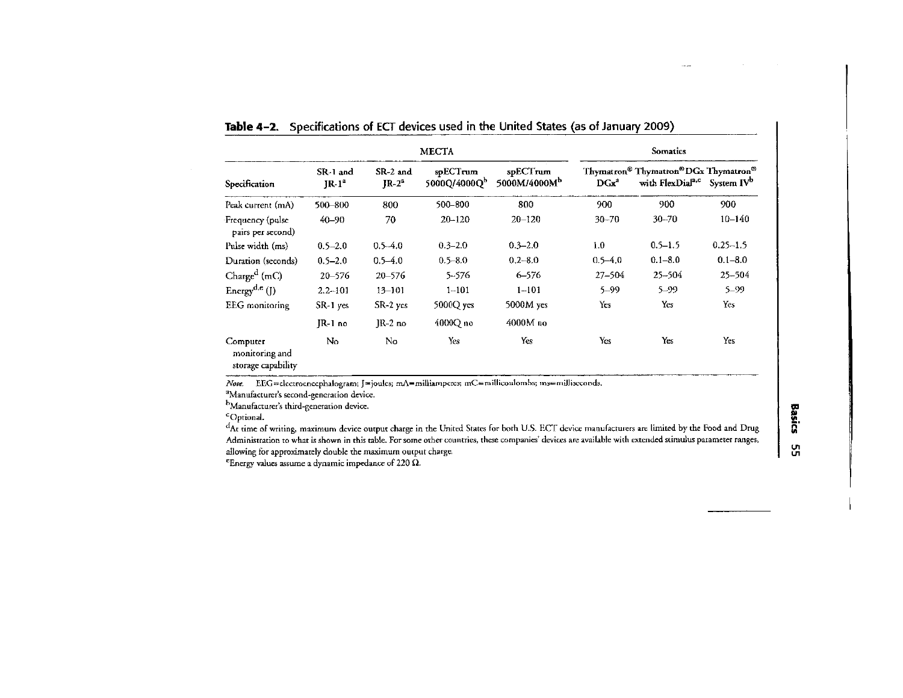**Table 4–2. Specifications of ECT devices used in the United States (as of January 2009)**

| | MECTA | | | | Somatics | | |
|---|---|---|---|---|---|---|---|
| Specification | SR-1 and JR-1[a] | SR-2 and JR-2[a] | spECTrum 5000Q/4000Q[b] | spECTrum 5000M/4000M[b] | Thymatron® DGx[a] | Thymatron® DGx with FlexDial[a,c] | Thymatron® System IV[b] |
| Peak current (mA) | 500–800 | 800 | 500–800 | 800 | 900 | 900 | 900 |
| Frequency (pulse pairs per second) | 40–90 | 70 | 20–120 | 20–120 | 30–70 | 30–70 | 10–140 |
| Pulse width (ms) | 0.5–2.0 | 0.5–4.0 | 0.3–2.0 | 0.3–2.0 | 1.0 | 0.5–1.5 | 0.25–1.5 |
| Duration (seconds) | 0.5–2.0 | 0.5–4.0 | 0.5–8.0 | 0.2–8.0 | 0.5–4.0 | 0.1–8.0 | 0.1–8.0 |
| Charge[d] (mC) | 20–576 | 20–576 | 5–576 | 6–576 | 27–504 | 25–504 | 25–504 |
| Energy[d,e] (J) | 2.2–101 | 13–101 | 1–101 | 1–101 | 5–99 | 5–99 | 5–99 |
| EEG monitoring | SR-1 yes | SR-2 yes | 5000Q yes | 5000M yes | Yes | Yes | Yes |
| | JR-1 no | JR-2 no | 4000Q no | 4000M no | | | |
| Computer monitoring and storage capability | No | No | Yes | Yes | Yes | Yes | Yes |

*Note.* EEG=electroencephalogram; J=joules; mA=milliamperes; mC=millicoulombs; ms=milliseconds.

[a]Manufacturer's second-generation device.

[b]Manufacturer's third-generation device.

[c]Optional.

[d]At time of writing, maximum device output charge in the United States for both U.S. ECT device manufacturers are limited by the Food and Drug Administration to what is shown in this table. For some other countries, these companies' devices are available with extended stimulus parameter ranges, allowing for approximately double the maximum output charge.

[e]Energy values assume a dynamic impedance of 220 Ω.